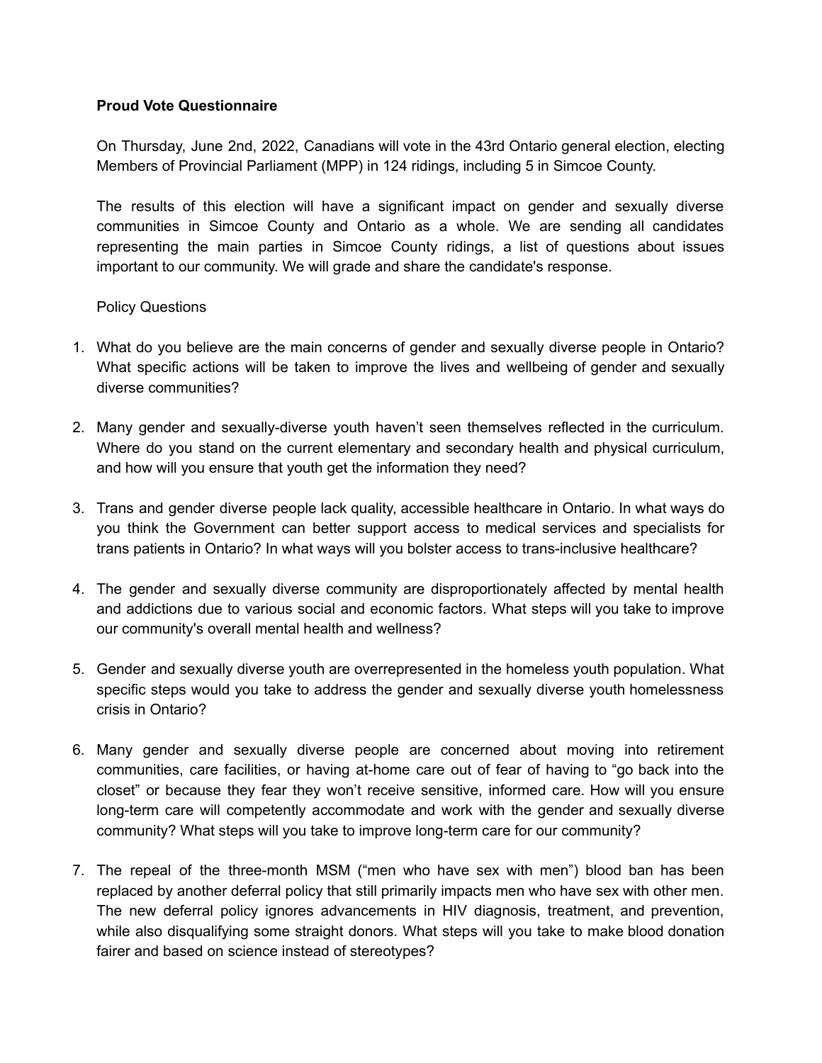**Proud Vote Questionnaire**

On Thursday, June 2nd, 2022, Canadians will vote in the 43rd Ontario general election, electing Members of Provincial Parliament (MPP) in 124 ridings, including 5 in Simcoe County.

The results of this election will have a significant impact on gender and sexually diverse communities in Simcoe County and Ontario as a whole. We are sending all candidates representing the main parties in Simcoe County ridings, a list of questions about issues important to our community. We will grade and share the candidate's response.

Policy Questions

1. What do you believe are the main concerns of gender and sexually diverse people in Ontario? What specific actions will be taken to improve the lives and wellbeing of gender and sexually diverse communities?

2. Many gender and sexually-diverse youth haven't seen themselves reflected in the curriculum. Where do you stand on the current elementary and secondary health and physical curriculum, and how will you ensure that youth get the information they need?

3. Trans and gender diverse people lack quality, accessible healthcare in Ontario. In what ways do you think the Government can better support access to medical services and specialists for trans patients in Ontario? In what ways will you bolster access to trans-inclusive healthcare?

4. The gender and sexually diverse community are disproportionately affected by mental health and addictions due to various social and economic factors. What steps will you take to improve our community's overall mental health and wellness?

5. Gender and sexually diverse youth are overrepresented in the homeless youth population. What specific steps would you take to address the gender and sexually diverse youth homelessness crisis in Ontario?

6. Many gender and sexually diverse people are concerned about moving into retirement communities, care facilities, or having at-home care out of fear of having to "go back into the closet" or because they fear they won't receive sensitive, informed care. How will you ensure long-term care will competently accommodate and work with the gender and sexually diverse community? What steps will you take to improve long-term care for our community?

7. The repeal of the three-month MSM ("men who have sex with men") blood ban has been replaced by another deferral policy that still primarily impacts men who have sex with other men. The new deferral policy ignores advancements in HIV diagnosis, treatment, and prevention, while also disqualifying some straight donors. What steps will you take to make blood donation fairer and based on science instead of stereotypes?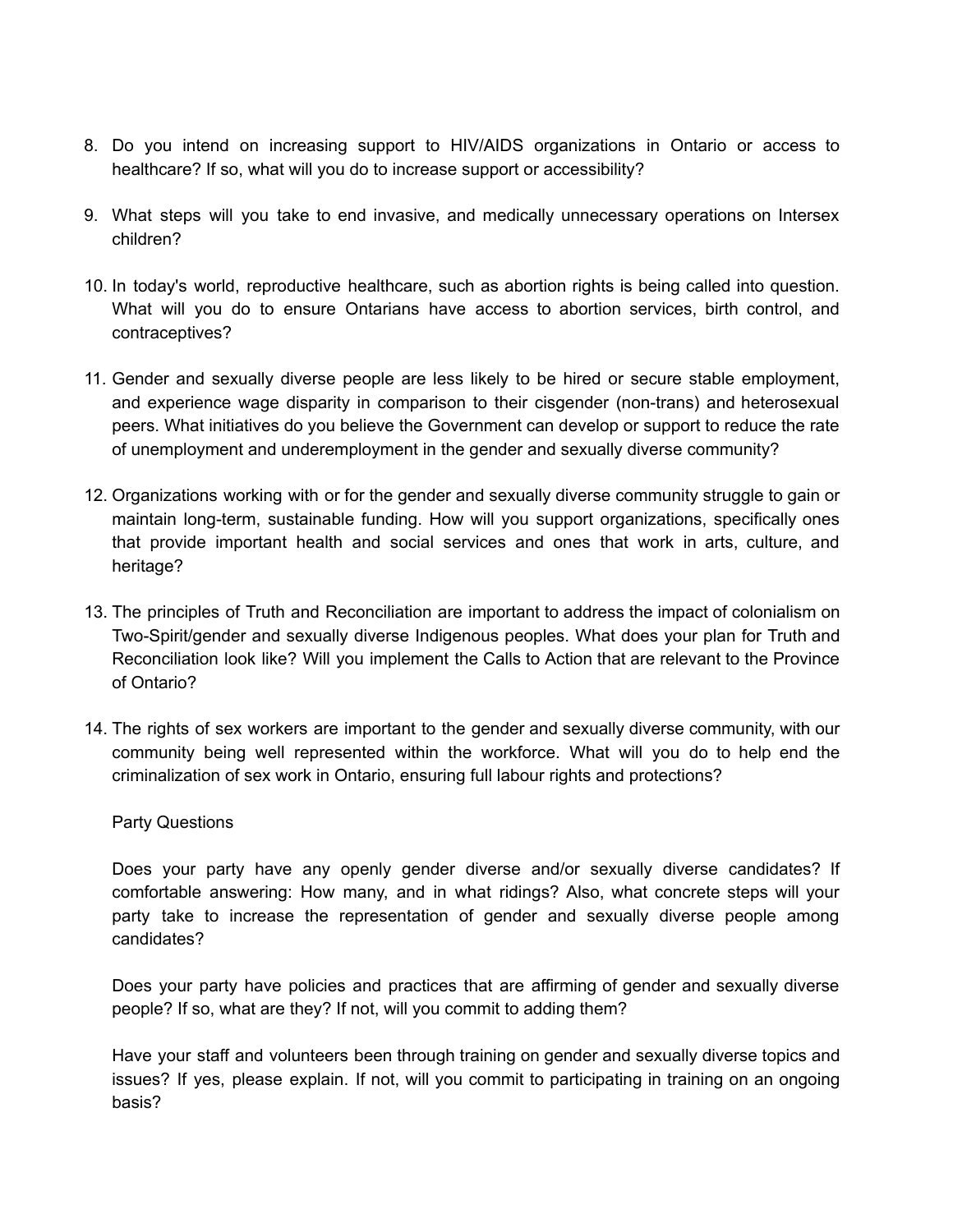8. Do you intend on increasing support to HIV/AIDS organizations in Ontario or access to healthcare? If so, what will you do to increase support or accessibility?

9. What steps will you take to end invasive, and medically unnecessary operations on Intersex children?

10. In today's world, reproductive healthcare, such as abortion rights is being called into question. What will you do to ensure Ontarians have access to abortion services, birth control, and contraceptives?

11. Gender and sexually diverse people are less likely to be hired or secure stable employment, and experience wage disparity in comparison to their cisgender (non-trans) and heterosexual peers. What initiatives do you believe the Government can develop or support to reduce the rate of unemployment and underemployment in the gender and sexually diverse community?

12. Organizations working with or for the gender and sexually diverse community struggle to gain or maintain long-term, sustainable funding. How will you support organizations, specifically ones that provide important health and social services and ones that work in arts, culture, and heritage?

13. The principles of Truth and Reconciliation are important to address the impact of colonialism on Two-Spirit/gender and sexually diverse Indigenous peoples. What does your plan for Truth and Reconciliation look like? Will you implement the Calls to Action that are relevant to the Province of Ontario?

14. The rights of sex workers are important to the gender and sexually diverse community, with our community being well represented within the workforce. What will you do to help end the criminalization of sex work in Ontario, ensuring full labour rights and protections?

Party Questions

Does your party have any openly gender diverse and/or sexually diverse candidates? If comfortable answering: How many, and in what ridings? Also, what concrete steps will your party take to increase the representation of gender and sexually diverse people among candidates?

Does your party have policies and practices that are affirming of gender and sexually diverse people? If so, what are they? If not, will you commit to adding them?

Have your staff and volunteers been through training on gender and sexually diverse topics and issues? If yes, please explain. If not, will you commit to participating in training on an ongoing basis?